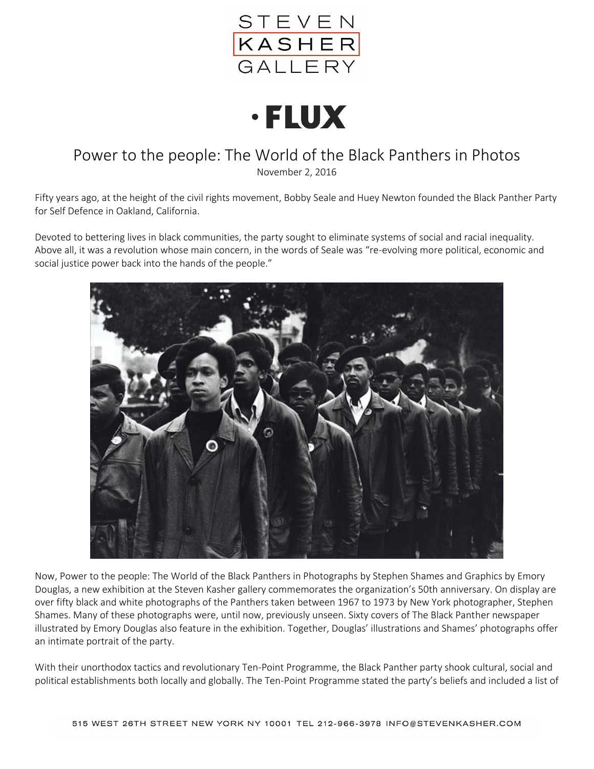STEVEN KASHER GALLERY

**• FLUX**

# Power to the people: The World of the Black Panthers in Photos

November 2, 2016

Fifty years ago, at the height of the civil rights movement, Bobby Seale and Huey Newton founded the Black Panther Party for Self Defence in Oakland, California.

Devoted to bettering lives in black communities, the party sought to eliminate systems of social and racial inequality. Above all, it was a revolution whose main concern, in the words of Seale was "re-evolving more political, economic and social justice power back into the hands of the people."

Now, Power to the people: The World of the Black Panthers in Photographs by Stephen Shames and Graphics by Emory Douglas, a new exhibition at the Steven Kasher gallery commemorates the organization's 50th anniversary. On display are over fifty black and white photographs of the Panthers taken between 1967 to 1973 by New York photographer, Stephen Shames. Many of these photographs were, until now, previously unseen. Sixty covers of The Black Panther newspaper illustrated by Emory Douglas also feature in the exhibition. Together, Douglas' illustrations and Shames' photographs offer an intimate portrait of the party.

With their unorthodox tactics and revolutionary Ten-Point Programme, the Black Panther party shook cultural, social and political establishments both locally and globally. The Ten-Point Programme stated the party's beliefs and included a list of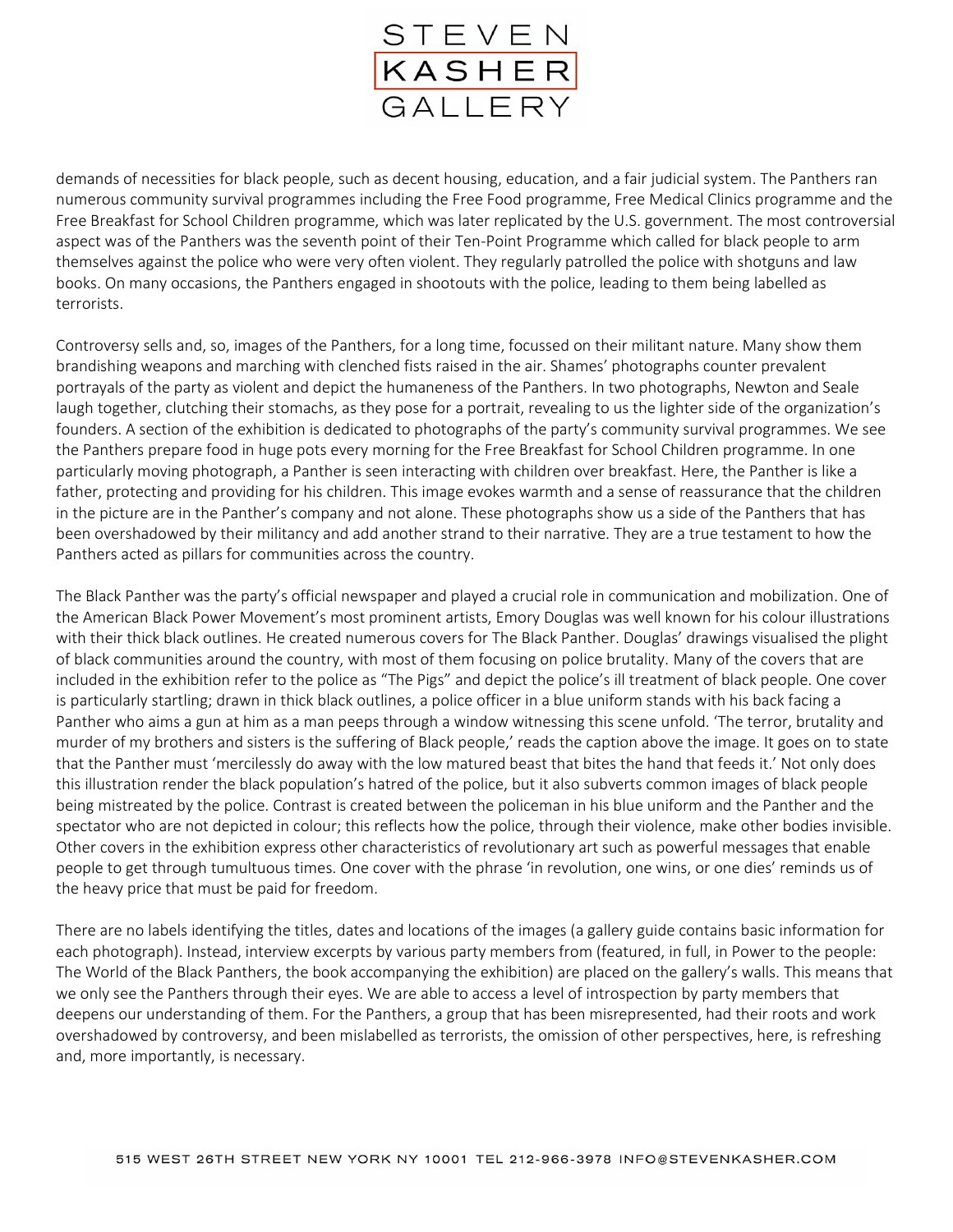demands of necessities for black people, such as decent housing, education, and a fair judicial system. The Panthers ran numerous community survival programmes including the Free Food programme, Free Medical Clinics programme and the Free Breakfast for School Children programme, which was later replicated by the U.S. government. The most controversial aspect was of the Panthers was the seventh point of their Ten-Point Programme which called for black people to arm themselves against the police who were very often violent. They regularly patrolled the police with shotguns and law books. On many occasions, the Panthers engaged in shootouts with the police, leading to them being labelled as terrorists.

Controversy sells and, so, images of the Panthers, for a long time, focussed on their militant nature. Many show them brandishing weapons and marching with clenched fists raised in the air. Shames' photographs counter prevalent portrayals of the party as violent and depict the humaneness of the Panthers. In two photographs, Newton and Seale laugh together, clutching their stomachs, as they pose for a portrait, revealing to us the lighter side of the organization's founders. A section of the exhibition is dedicated to photographs of the party's community survival programmes. We see the Panthers prepare food in huge pots every morning for the Free Breakfast for School Children programme. In one particularly moving photograph, a Panther is seen interacting with children over breakfast. Here, the Panther is like a father, protecting and providing for his children. This image evokes warmth and a sense of reassurance that the children in the picture are in the Panther's company and not alone. These photographs show us a side of the Panthers that has been overshadowed by their militancy and add another strand to their narrative. They are a true testament to how the Panthers acted as pillars for communities across the country.

The Black Panther was the party's official newspaper and played a crucial role in communication and mobilization. One of the American Black Power Movement's most prominent artists, Emory Douglas was well known for his colour illustrations with their thick black outlines. He created numerous covers for The Black Panther. Douglas' drawings visualised the plight of black communities around the country, with most of them focusing on police brutality. Many of the covers that are included in the exhibition refer to the police as "The Pigs" and depict the police's ill treatment of black people. One cover is particularly startling; drawn in thick black outlines, a police officer in a blue uniform stands with his back facing a Panther who aims a gun at him as a man peeps through a window witnessing this scene unfold. 'The terror, brutality and murder of my brothers and sisters is the suffering of Black people,' reads the caption above the image. It goes on to state that the Panther must 'mercilessly do away with the low matured beast that bites the hand that feeds it.' Not only does this illustration render the black population's hatred of the police, but it also subverts common images of black people being mistreated by the police. Contrast is created between the policeman in his blue uniform and the Panther and the spectator who are not depicted in colour; this reflects how the police, through their violence, make other bodies invisible. Other covers in the exhibition express other characteristics of revolutionary art such as powerful messages that enable people to get through tumultuous times. One cover with the phrase 'in revolution, one wins, or one dies' reminds us of the heavy price that must be paid for freedom.

There are no labels identifying the titles, dates and locations of the images (a gallery guide contains basic information for each photograph). Instead, interview excerpts by various party members from (featured, in full, in Power to the people: The World of the Black Panthers, the book accompanying the exhibition) are placed on the gallery's walls. This means that we only see the Panthers through their eyes. We are able to access a level of introspection by party members that deepens our understanding of them. For the Panthers, a group that has been misrepresented, had their roots and work overshadowed by controversy, and been mislabelled as terrorists, the omission of other perspectives, here, is refreshing and, more importantly, is necessary.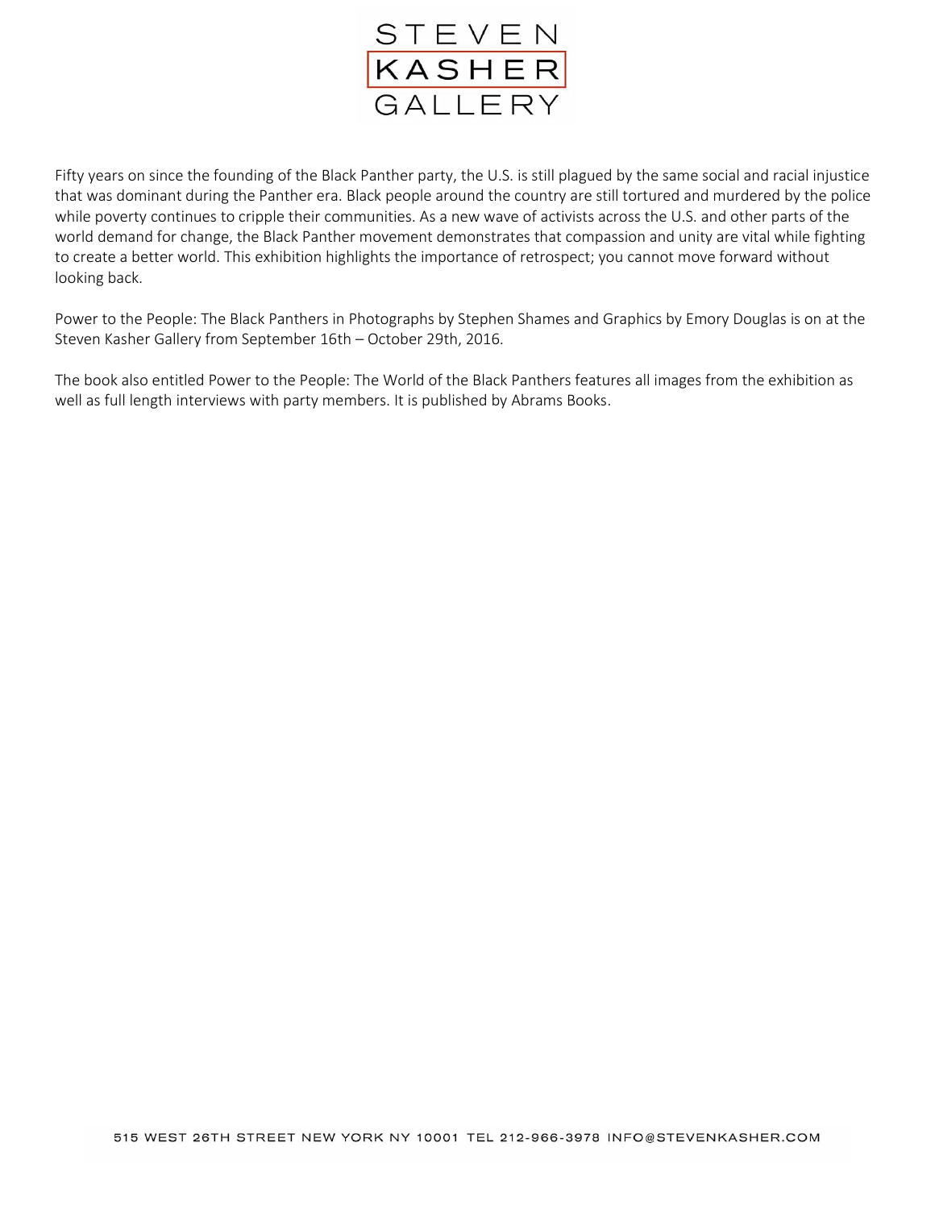Fifty years on since the founding of the Black Panther party, the U.S. is still plagued by the same social and racial injustice that was dominant during the Panther era. Black people around the country are still tortured and murdered by the police while poverty continues to cripple their communities. As a new wave of activists across the U.S. and other parts of the world demand for change, the Black Panther movement demonstrates that compassion and unity are vital while fighting to create a better world. This exhibition highlights the importance of retrospect; you cannot move forward without looking back.

Power to the People: The Black Panthers in Photographs by Stephen Shames and Graphics by Emory Douglas is on at the Steven Kasher Gallery from September 16th – October 29th, 2016.

The book also entitled Power to the People: The World of the Black Panthers features all images from the exhibition as well as full length interviews with party members. It is published by Abrams Books.